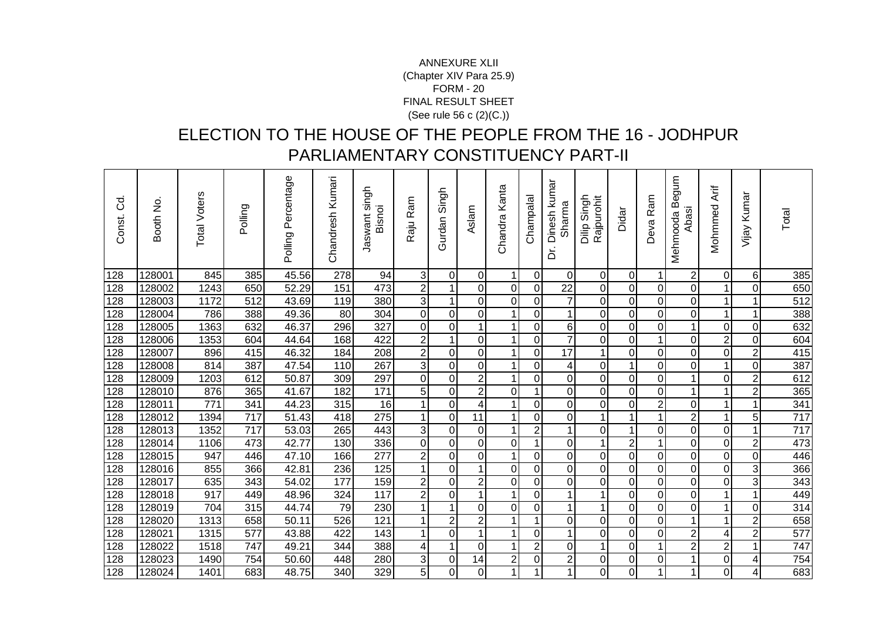ANNEXURE XLII
(Chapter XIV Para 25.9)
FORM - 20
FINAL RESULT SHEET
(See rule 56 c (2)(C.))

# ELECTION TO THE HOUSE OF THE PEOPLE FROM THE 16 - JODHPUR PARLIAMENTARY CONSTITUENCY PART-II

| Const. Cd. | Booth No. | Total Voters | Polling | Polling Percentage | Chandresh Kumari | Jaswant singh Bisnoi | Raju Ram | Gurdan Singh | Aslam | Chandra Kanta | Champalal | Dr. Dinesh kumar Sharma | Dilip Singh Rajpurohit | Didar | Deva Ram | Mehmooda Begum Abasi | Mohmmed Arif | Vijay Kumar | Total |
|---|---|---|---|---|---|---|---|---|---|---|---|---|---|---|---|---|---|---|---|
| 128 | 128001 | 845 | 385 | 45.56 | 278 | 94 | 3 | 0 | 0 | 1 | 0 | 0 | 0 | 0 | 1 | 2 | 0 | 6 | 385 |
| 128 | 128002 | 1243 | 650 | 52.29 | 151 | 473 | 2 | 1 | 0 | 0 | 0 | 22 | 0 | 0 | 0 | 0 | 1 | 0 | 650 |
| 128 | 128003 | 1172 | 512 | 43.69 | 119 | 380 | 3 | 1 | 0 | 0 | 0 | 7 | 0 | 0 | 0 | 0 | 1 | 1 | 512 |
| 128 | 128004 | 786 | 388 | 49.36 | 80 | 304 | 0 | 0 | 0 | 1 | 0 | 1 | 0 | 0 | 0 | 0 | 1 | 1 | 388 |
| 128 | 128005 | 1363 | 632 | 46.37 | 296 | 327 | 0 | 0 | 1 | 1 | 0 | 6 | 0 | 0 | 0 | 1 | 0 | 0 | 632 |
| 128 | 128006 | 1353 | 604 | 44.64 | 168 | 422 | 2 | 1 | 0 | 1 | 0 | 7 | 0 | 0 | 1 | 0 | 2 | 0 | 604 |
| 128 | 128007 | 896 | 415 | 46.32 | 184 | 208 | 2 | 0 | 0 | 1 | 0 | 17 | 1 | 0 | 0 | 0 | 0 | 2 | 415 |
| 128 | 128008 | 814 | 387 | 47.54 | 110 | 267 | 3 | 0 | 0 | 1 | 0 | 4 | 0 | 1 | 0 | 0 | 1 | 0 | 387 |
| 128 | 128009 | 1203 | 612 | 50.87 | 309 | 297 | 0 | 0 | 2 | 1 | 0 | 0 | 0 | 0 | 0 | 1 | 0 | 2 | 612 |
| 128 | 128010 | 876 | 365 | 41.67 | 182 | 171 | 5 | 0 | 2 | 0 | 1 | 0 | 0 | 0 | 0 | 1 | 1 | 2 | 365 |
| 128 | 128011 | 771 | 341 | 44.23 | 315 | 16 | 1 | 0 | 4 | 1 | 0 | 0 | 0 | 0 | 2 | 0 | 1 | 1 | 341 |
| 128 | 128012 | 1394 | 717 | 51.43 | 418 | 275 | 1 | 0 | 11 | 1 | 0 | 0 | 1 | 1 | 1 | 2 | 1 | 5 | 717 |
| 128 | 128013 | 1352 | 717 | 53.03 | 265 | 443 | 3 | 0 | 0 | 1 | 2 | 1 | 0 | 1 | 0 | 0 | 0 | 1 | 717 |
| 128 | 128014 | 1106 | 473 | 42.77 | 130 | 336 | 0 | 0 | 0 | 0 | 1 | 0 | 1 | 2 | 1 | 0 | 0 | 2 | 473 |
| 128 | 128015 | 947 | 446 | 47.10 | 166 | 277 | 2 | 0 | 0 | 1 | 0 | 0 | 0 | 0 | 0 | 0 | 0 | 0 | 446 |
| 128 | 128016 | 855 | 366 | 42.81 | 236 | 125 | 1 | 0 | 1 | 0 | 0 | 0 | 0 | 0 | 0 | 0 | 0 | 3 | 366 |
| 128 | 128017 | 635 | 343 | 54.02 | 177 | 159 | 2 | 0 | 2 | 0 | 0 | 0 | 0 | 0 | 0 | 0 | 0 | 3 | 343 |
| 128 | 128018 | 917 | 449 | 48.96 | 324 | 117 | 2 | 0 | 1 | 1 | 0 | 1 | 1 | 0 | 0 | 0 | 1 | 1 | 449 |
| 128 | 128019 | 704 | 315 | 44.74 | 79 | 230 | 1 | 1 | 0 | 0 | 0 | 1 | 1 | 0 | 0 | 0 | 1 | 0 | 314 |
| 128 | 128020 | 1313 | 658 | 50.11 | 526 | 121 | 1 | 2 | 2 | 1 | 1 | 0 | 0 | 0 | 0 | 1 | 1 | 2 | 658 |
| 128 | 128021 | 1315 | 577 | 43.88 | 422 | 143 | 1 | 0 | 1 | 1 | 0 | 1 | 0 | 0 | 0 | 2 | 4 | 2 | 577 |
| 128 | 128022 | 1518 | 747 | 49.21 | 344 | 388 | 4 | 1 | 0 | 1 | 2 | 0 | 1 | 0 | 1 | 2 | 2 | 1 | 747 |
| 128 | 128023 | 1490 | 754 | 50.60 | 448 | 280 | 3 | 0 | 14 | 2 | 0 | 2 | 0 | 0 | 0 | 1 | 0 | 4 | 754 |
| 128 | 128024 | 1401 | 683 | 48.75 | 340 | 329 | 5 | 0 | 0 | 1 | 1 | 1 | 0 | 0 | 1 | 1 | 0 | 4 | 683 |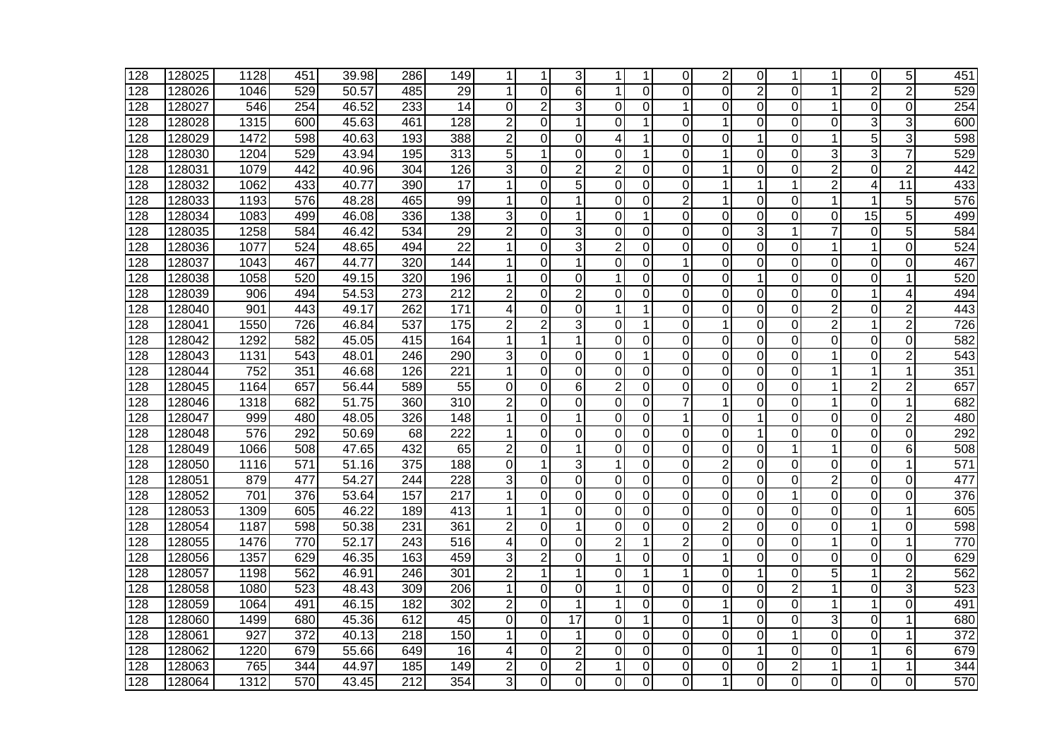| 128 | 128025 | 1128 | 451 | 39.98 | 286 | 149 | 1 | 1 | 3 | 1 | 1 | 0 | 2 | 0 | 1 | 1 | 0 | 5 | 451 |
|---|---|---|---|---|---|---|---|---|---|---|---|---|---|---|---|---|---|---|---|
| 128 | 128026 | 1046 | 529 | 50.57 | 485 | 29 | 1 | 0 | 6 | 1 | 0 | 0 | 0 | 2 | 0 | 1 | 2 | 2 | 529 |
| 128 | 128027 | 546 | 254 | 46.52 | 233 | 14 | 0 | 2 | 3 | 0 | 0 | 1 | 0 | 0 | 0 | 1 | 0 | 0 | 254 |
| 128 | 128028 | 1315 | 600 | 45.63 | 461 | 128 | 2 | 0 | 1 | 0 | 1 | 0 | 1 | 0 | 0 | 0 | 3 | 3 | 600 |
| 128 | 128029 | 1472 | 598 | 40.63 | 193 | 388 | 2 | 0 | 0 | 4 | 1 | 0 | 0 | 1 | 0 | 1 | 5 | 3 | 598 |
| 128 | 128030 | 1204 | 529 | 43.94 | 195 | 313 | 5 | 1 | 0 | 0 | 1 | 0 | 1 | 0 | 0 | 3 | 3 | 7 | 529 |
| 128 | 128031 | 1079 | 442 | 40.96 | 304 | 126 | 3 | 0 | 2 | 2 | 0 | 0 | 1 | 0 | 0 | 2 | 0 | 2 | 442 |
| 128 | 128032 | 1062 | 433 | 40.77 | 390 | 17 | 1 | 0 | 5 | 0 | 0 | 0 | 1 | 1 | 1 | 2 | 4 | 11 | 433 |
| 128 | 128033 | 1193 | 576 | 48.28 | 465 | 99 | 1 | 0 | 1 | 0 | 0 | 2 | 1 | 0 | 0 | 1 | 1 | 5 | 576 |
| 128 | 128034 | 1083 | 499 | 46.08 | 336 | 138 | 3 | 0 | 1 | 0 | 1 | 0 | 0 | 0 | 0 | 0 | 15 | 5 | 499 |
| 128 | 128035 | 1258 | 584 | 46.42 | 534 | 29 | 2 | 0 | 3 | 0 | 0 | 0 | 0 | 3 | 1 | 7 | 0 | 5 | 584 |
| 128 | 128036 | 1077 | 524 | 48.65 | 494 | 22 | 1 | 0 | 3 | 2 | 0 | 0 | 0 | 0 | 0 | 1 | 1 | 0 | 524 |
| 128 | 128037 | 1043 | 467 | 44.77 | 320 | 144 | 1 | 0 | 1 | 0 | 0 | 1 | 0 | 0 | 0 | 0 | 0 | 0 | 467 |
| 128 | 128038 | 1058 | 520 | 49.15 | 320 | 196 | 1 | 0 | 0 | 1 | 0 | 0 | 0 | 1 | 0 | 0 | 0 | 1 | 520 |
| 128 | 128039 | 906 | 494 | 54.53 | 273 | 212 | 2 | 0 | 2 | 0 | 0 | 0 | 0 | 0 | 0 | 0 | 1 | 4 | 494 |
| 128 | 128040 | 901 | 443 | 49.17 | 262 | 171 | 4 | 0 | 0 | 1 | 1 | 0 | 0 | 0 | 0 | 2 | 0 | 2 | 443 |
| 128 | 128041 | 1550 | 726 | 46.84 | 537 | 175 | 2 | 2 | 3 | 0 | 1 | 0 | 1 | 0 | 0 | 2 | 1 | 2 | 726 |
| 128 | 128042 | 1292 | 582 | 45.05 | 415 | 164 | 1 | 1 | 1 | 0 | 0 | 0 | 0 | 0 | 0 | 0 | 0 | 0 | 582 |
| 128 | 128043 | 1131 | 543 | 48.01 | 246 | 290 | 3 | 0 | 0 | 0 | 1 | 0 | 0 | 0 | 0 | 1 | 0 | 2 | 543 |
| 128 | 128044 | 752 | 351 | 46.68 | 126 | 221 | 1 | 0 | 0 | 0 | 0 | 0 | 0 | 0 | 0 | 1 | 1 | 1 | 351 |
| 128 | 128045 | 1164 | 657 | 56.44 | 589 | 55 | 0 | 0 | 6 | 2 | 0 | 0 | 0 | 0 | 0 | 1 | 2 | 2 | 657 |
| 128 | 128046 | 1318 | 682 | 51.75 | 360 | 310 | 2 | 0 | 0 | 0 | 0 | 7 | 1 | 0 | 0 | 1 | 0 | 1 | 682 |
| 128 | 128047 | 999 | 480 | 48.05 | 326 | 148 | 1 | 0 | 1 | 0 | 0 | 1 | 0 | 1 | 0 | 0 | 0 | 2 | 480 |
| 128 | 128048 | 576 | 292 | 50.69 | 68 | 222 | 1 | 0 | 0 | 0 | 0 | 0 | 0 | 1 | 0 | 0 | 0 | 0 | 292 |
| 128 | 128049 | 1066 | 508 | 47.65 | 432 | 65 | 2 | 0 | 1 | 0 | 0 | 0 | 0 | 0 | 1 | 1 | 0 | 6 | 508 |
| 128 | 128050 | 1116 | 571 | 51.16 | 375 | 188 | 0 | 1 | 3 | 1 | 0 | 0 | 2 | 0 | 0 | 0 | 0 | 1 | 571 |
| 128 | 128051 | 879 | 477 | 54.27 | 244 | 228 | 3 | 0 | 0 | 0 | 0 | 0 | 0 | 0 | 0 | 2 | 0 | 0 | 477 |
| 128 | 128052 | 701 | 376 | 53.64 | 157 | 217 | 1 | 0 | 0 | 0 | 0 | 0 | 0 | 0 | 1 | 0 | 0 | 0 | 376 |
| 128 | 128053 | 1309 | 605 | 46.22 | 189 | 413 | 1 | 1 | 0 | 0 | 0 | 0 | 0 | 0 | 0 | 0 | 0 | 1 | 605 |
| 128 | 128054 | 1187 | 598 | 50.38 | 231 | 361 | 2 | 0 | 1 | 0 | 0 | 0 | 2 | 0 | 0 | 0 | 1 | 0 | 598 |
| 128 | 128055 | 1476 | 770 | 52.17 | 243 | 516 | 4 | 0 | 0 | 2 | 1 | 2 | 0 | 0 | 0 | 1 | 0 | 1 | 770 |
| 128 | 128056 | 1357 | 629 | 46.35 | 163 | 459 | 3 | 2 | 0 | 1 | 0 | 0 | 1 | 0 | 0 | 0 | 0 | 0 | 629 |
| 128 | 128057 | 1198 | 562 | 46.91 | 246 | 301 | 2 | 1 | 1 | 0 | 1 | 1 | 0 | 1 | 0 | 5 | 1 | 2 | 562 |
| 128 | 128058 | 1080 | 523 | 48.43 | 309 | 206 | 1 | 0 | 0 | 1 | 0 | 0 | 0 | 0 | 2 | 1 | 0 | 3 | 523 |
| 128 | 128059 | 1064 | 491 | 46.15 | 182 | 302 | 2 | 0 | 1 | 1 | 0 | 0 | 1 | 0 | 0 | 1 | 1 | 0 | 491 |
| 128 | 128060 | 1499 | 680 | 45.36 | 612 | 45 | 0 | 0 | 17 | 0 | 1 | 0 | 1 | 0 | 0 | 3 | 0 | 1 | 680 |
| 128 | 128061 | 927 | 372 | 40.13 | 218 | 150 | 1 | 0 | 1 | 0 | 0 | 0 | 0 | 0 | 1 | 0 | 0 | 1 | 372 |
| 128 | 128062 | 1220 | 679 | 55.66 | 649 | 16 | 4 | 0 | 2 | 0 | 0 | 0 | 0 | 1 | 0 | 0 | 1 | 6 | 679 |
| 128 | 128063 | 765 | 344 | 44.97 | 185 | 149 | 2 | 0 | 2 | 1 | 0 | 0 | 0 | 0 | 2 | 1 | 1 | 1 | 344 |
| 128 | 128064 | 1312 | 570 | 43.45 | 212 | 354 | 3 | 0 | 0 | 0 | 0 | 0 | 1 | 0 | 0 | 0 | 0 | 0 | 570 |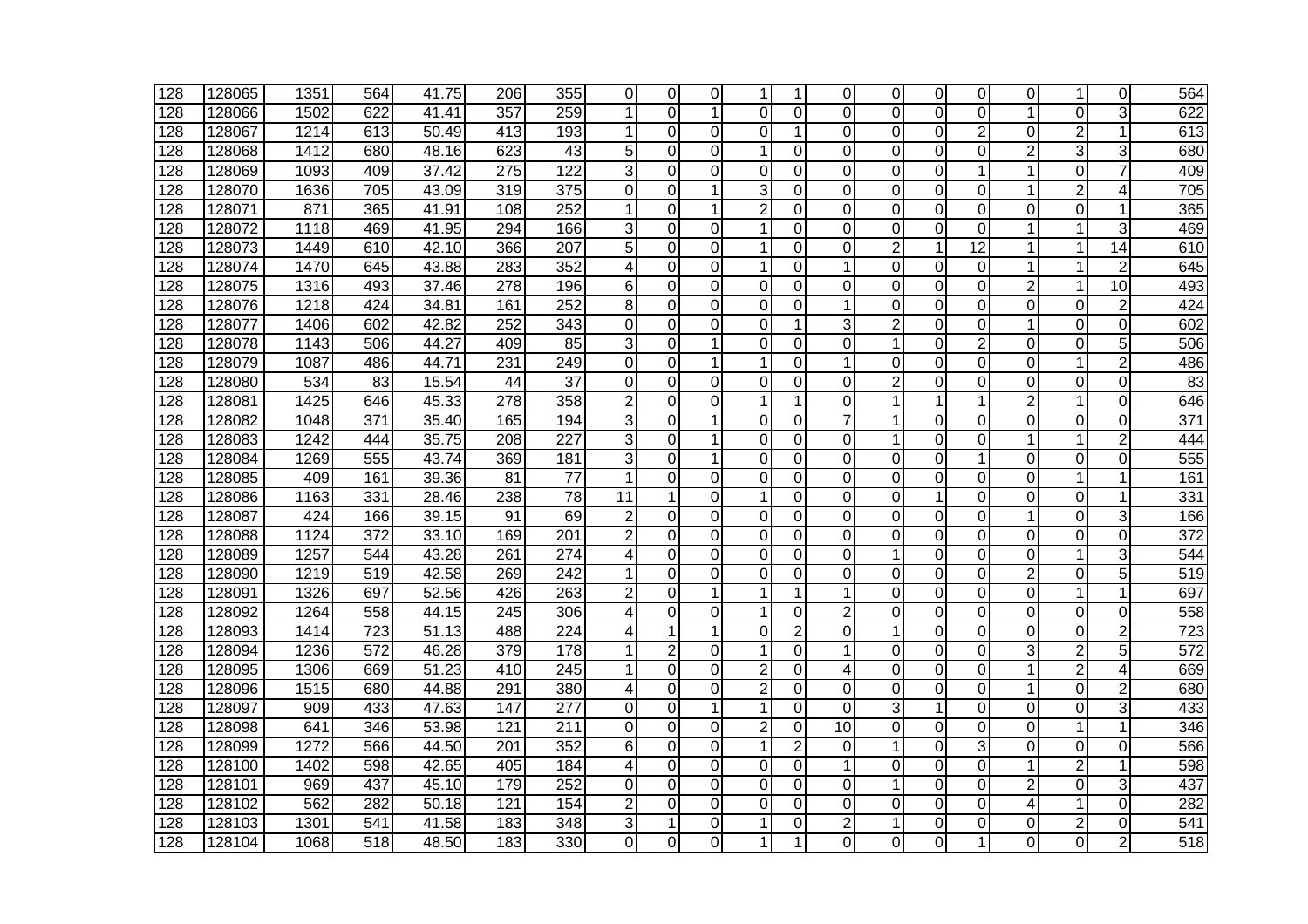| 128 | 128065 | 1351 | 564 | 41.75 | 206 | 355 | 0 | 0 | 0 | 1 | 1 | 0 | 0 | 0 | 0 | 0 | 1 | 0 | 564 |
|---|---|---|---|---|---|---|---|---|---|---|---|---|---|---|---|---|---|---|---|
| 128 | 128066 | 1502 | 622 | 41.41 | 357 | 259 | 1 | 0 | 1 | 0 | 0 | 0 | 0 | 0 | 0 | 1 | 0 | 3 | 622 |
| 128 | 128067 | 1214 | 613 | 50.49 | 413 | 193 | 1 | 0 | 0 | 0 | 1 | 0 | 0 | 0 | 2 | 0 | 2 | 1 | 613 |
| 128 | 128068 | 1412 | 680 | 48.16 | 623 | 43 | 5 | 0 | 0 | 1 | 0 | 0 | 0 | 0 | 0 | 2 | 3 | 3 | 680 |
| 128 | 128069 | 1093 | 409 | 37.42 | 275 | 122 | 3 | 0 | 0 | 0 | 0 | 0 | 0 | 0 | 1 | 1 | 0 | 7 | 409 |
| 128 | 128070 | 1636 | 705 | 43.09 | 319 | 375 | 0 | 0 | 1 | 3 | 0 | 0 | 0 | 0 | 0 | 1 | 2 | 4 | 705 |
| 128 | 128071 | 871 | 365 | 41.91 | 108 | 252 | 1 | 0 | 1 | 2 | 0 | 0 | 0 | 0 | 0 | 0 | 0 | 1 | 365 |
| 128 | 128072 | 1118 | 469 | 41.95 | 294 | 166 | 3 | 0 | 0 | 1 | 0 | 0 | 0 | 0 | 0 | 1 | 1 | 3 | 469 |
| 128 | 128073 | 1449 | 610 | 42.10 | 366 | 207 | 5 | 0 | 0 | 1 | 0 | 0 | 2 | 1 | 12 | 1 | 1 | 14 | 610 |
| 128 | 128074 | 1470 | 645 | 43.88 | 283 | 352 | 4 | 0 | 0 | 1 | 0 | 1 | 0 | 0 | 0 | 1 | 1 | 2 | 645 |
| 128 | 128075 | 1316 | 493 | 37.46 | 278 | 196 | 6 | 0 | 0 | 0 | 0 | 0 | 0 | 0 | 0 | 2 | 1 | 10 | 493 |
| 128 | 128076 | 1218 | 424 | 34.81 | 161 | 252 | 8 | 0 | 0 | 0 | 0 | 1 | 0 | 0 | 0 | 0 | 0 | 2 | 424 |
| 128 | 128077 | 1406 | 602 | 42.82 | 252 | 343 | 0 | 0 | 0 | 0 | 1 | 3 | 2 | 0 | 0 | 1 | 0 | 0 | 602 |
| 128 | 128078 | 1143 | 506 | 44.27 | 409 | 85 | 3 | 0 | 1 | 0 | 0 | 0 | 1 | 0 | 2 | 0 | 0 | 5 | 506 |
| 128 | 128079 | 1087 | 486 | 44.71 | 231 | 249 | 0 | 0 | 1 | 1 | 0 | 1 | 0 | 0 | 0 | 0 | 1 | 2 | 486 |
| 128 | 128080 | 534 | 83 | 15.54 | 44 | 37 | 0 | 0 | 0 | 0 | 0 | 0 | 2 | 0 | 0 | 0 | 0 | 0 | 83 |
| 128 | 128081 | 1425 | 646 | 45.33 | 278 | 358 | 2 | 0 | 0 | 1 | 1 | 0 | 1 | 1 | 1 | 2 | 1 | 0 | 646 |
| 128 | 128082 | 1048 | 371 | 35.40 | 165 | 194 | 3 | 0 | 1 | 0 | 0 | 7 | 1 | 0 | 0 | 0 | 0 | 0 | 371 |
| 128 | 128083 | 1242 | 444 | 35.75 | 208 | 227 | 3 | 0 | 1 | 0 | 0 | 0 | 1 | 0 | 0 | 1 | 1 | 2 | 444 |
| 128 | 128084 | 1269 | 555 | 43.74 | 369 | 181 | 3 | 0 | 1 | 0 | 0 | 0 | 0 | 0 | 1 | 0 | 0 | 0 | 555 |
| 128 | 128085 | 409 | 161 | 39.36 | 81 | 77 | 1 | 0 | 0 | 0 | 0 | 0 | 0 | 0 | 0 | 0 | 1 | 1 | 161 |
| 128 | 128086 | 1163 | 331 | 28.46 | 238 | 78 | 11 | 1 | 0 | 1 | 0 | 0 | 0 | 1 | 0 | 0 | 0 | 1 | 331 |
| 128 | 128087 | 424 | 166 | 39.15 | 91 | 69 | 2 | 0 | 0 | 0 | 0 | 0 | 0 | 0 | 0 | 1 | 0 | 3 | 166 |
| 128 | 128088 | 1124 | 372 | 33.10 | 169 | 201 | 2 | 0 | 0 | 0 | 0 | 0 | 0 | 0 | 0 | 0 | 0 | 0 | 372 |
| 128 | 128089 | 1257 | 544 | 43.28 | 261 | 274 | 4 | 0 | 0 | 0 | 0 | 0 | 1 | 0 | 0 | 0 | 1 | 3 | 544 |
| 128 | 128090 | 1219 | 519 | 42.58 | 269 | 242 | 1 | 0 | 0 | 0 | 0 | 0 | 0 | 0 | 0 | 2 | 0 | 5 | 519 |
| 128 | 128091 | 1326 | 697 | 52.56 | 426 | 263 | 2 | 0 | 1 | 1 | 1 | 1 | 0 | 0 | 0 | 0 | 1 | 1 | 697 |
| 128 | 128092 | 1264 | 558 | 44.15 | 245 | 306 | 4 | 0 | 0 | 1 | 0 | 2 | 0 | 0 | 0 | 0 | 0 | 0 | 558 |
| 128 | 128093 | 1414 | 723 | 51.13 | 488 | 224 | 4 | 1 | 1 | 0 | 2 | 0 | 1 | 0 | 0 | 0 | 0 | 2 | 723 |
| 128 | 128094 | 1236 | 572 | 46.28 | 379 | 178 | 1 | 2 | 0 | 1 | 0 | 1 | 0 | 0 | 0 | 3 | 2 | 5 | 572 |
| 128 | 128095 | 1306 | 669 | 51.23 | 410 | 245 | 1 | 0 | 0 | 2 | 0 | 4 | 0 | 0 | 0 | 1 | 2 | 4 | 669 |
| 128 | 128096 | 1515 | 680 | 44.88 | 291 | 380 | 4 | 0 | 0 | 2 | 0 | 0 | 0 | 0 | 0 | 1 | 0 | 2 | 680 |
| 128 | 128097 | 909 | 433 | 47.63 | 147 | 277 | 0 | 0 | 1 | 1 | 0 | 0 | 3 | 1 | 0 | 0 | 0 | 3 | 433 |
| 128 | 128098 | 641 | 346 | 53.98 | 121 | 211 | 0 | 0 | 0 | 2 | 0 | 10 | 0 | 0 | 0 | 0 | 1 | 1 | 346 |
| 128 | 128099 | 1272 | 566 | 44.50 | 201 | 352 | 6 | 0 | 0 | 1 | 2 | 0 | 1 | 0 | 3 | 0 | 0 | 0 | 566 |
| 128 | 128100 | 1402 | 598 | 42.65 | 405 | 184 | 4 | 0 | 0 | 0 | 0 | 1 | 0 | 0 | 0 | 1 | 2 | 1 | 598 |
| 128 | 128101 | 969 | 437 | 45.10 | 179 | 252 | 0 | 0 | 0 | 0 | 0 | 0 | 1 | 0 | 0 | 2 | 0 | 3 | 437 |
| 128 | 128102 | 562 | 282 | 50.18 | 121 | 154 | 2 | 0 | 0 | 0 | 0 | 0 | 0 | 0 | 0 | 4 | 1 | 0 | 282 |
| 128 | 128103 | 1301 | 541 | 41.58 | 183 | 348 | 3 | 1 | 0 | 1 | 0 | 2 | 1 | 0 | 0 | 0 | 2 | 0 | 541 |
| 128 | 128104 | 1068 | 518 | 48.50 | 183 | 330 | 0 | 0 | 0 | 1 | 1 | 0 | 0 | 0 | 1 | 0 | 0 | 2 | 518 |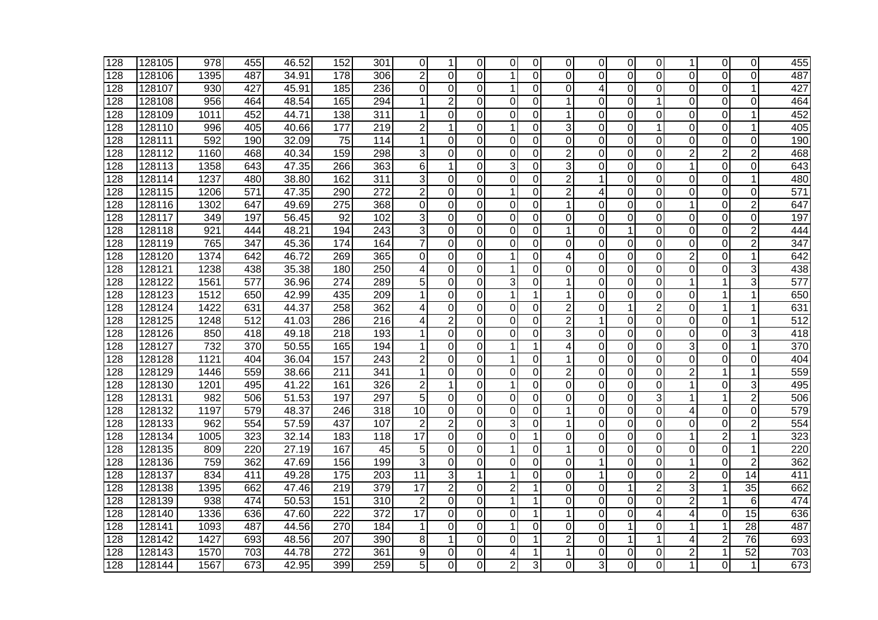| | | | | | | | | | | | | | | | | | | | |
|---|---|---|---|---|---|---|---|---|---|---|---|---|---|---|---|---|---|---|---|
| 128 | 128105 | 978 | 455 | 46.52 | 152 | 301 | 0 | 1 | 0 | 0 | 0 | 0 | 0 | 0 | 0 | 1 | 0 | 0 | 455 |
| 128 | 128106 | 1395 | 487 | 34.91 | 178 | 306 | 2 | 0 | 0 | 1 | 0 | 0 | 0 | 0 | 0 | 0 | 0 | 0 | 487 |
| 128 | 128107 | 930 | 427 | 45.91 | 185 | 236 | 0 | 0 | 0 | 1 | 0 | 0 | 4 | 0 | 0 | 0 | 0 | 1 | 427 |
| 128 | 128108 | 956 | 464 | 48.54 | 165 | 294 | 1 | 2 | 0 | 0 | 0 | 1 | 0 | 0 | 1 | 0 | 0 | 0 | 464 |
| 128 | 128109 | 1011 | 452 | 44.71 | 138 | 311 | 1 | 0 | 0 | 0 | 0 | 1 | 0 | 0 | 0 | 0 | 0 | 1 | 452 |
| 128 | 128110 | 996 | 405 | 40.66 | 177 | 219 | 2 | 1 | 0 | 1 | 0 | 3 | 0 | 0 | 1 | 0 | 0 | 1 | 405 |
| 128 | 128111 | 592 | 190 | 32.09 | 75 | 114 | 1 | 0 | 0 | 0 | 0 | 0 | 0 | 0 | 0 | 0 | 0 | 0 | 190 |
| 128 | 128112 | 1160 | 468 | 40.34 | 159 | 298 | 3 | 0 | 0 | 0 | 0 | 2 | 0 | 0 | 0 | 2 | 2 | 2 | 468 |
| 128 | 128113 | 1358 | 643 | 47.35 | 266 | 363 | 6 | 1 | 0 | 3 | 0 | 3 | 0 | 0 | 0 | 1 | 0 | 0 | 643 |
| 128 | 128114 | 1237 | 480 | 38.80 | 162 | 311 | 3 | 0 | 0 | 0 | 0 | 2 | 1 | 0 | 0 | 0 | 0 | 1 | 480 |
| 128 | 128115 | 1206 | 571 | 47.35 | 290 | 272 | 2 | 0 | 0 | 1 | 0 | 2 | 4 | 0 | 0 | 0 | 0 | 0 | 571 |
| 128 | 128116 | 1302 | 647 | 49.69 | 275 | 368 | 0 | 0 | 0 | 0 | 0 | 1 | 0 | 0 | 0 | 1 | 0 | 2 | 647 |
| 128 | 128117 | 349 | 197 | 56.45 | 92 | 102 | 3 | 0 | 0 | 0 | 0 | 0 | 0 | 0 | 0 | 0 | 0 | 0 | 197 |
| 128 | 128118 | 921 | 444 | 48.21 | 194 | 243 | 3 | 0 | 0 | 0 | 0 | 1 | 0 | 1 | 0 | 0 | 0 | 2 | 444 |
| 128 | 128119 | 765 | 347 | 45.36 | 174 | 164 | 7 | 0 | 0 | 0 | 0 | 0 | 0 | 0 | 0 | 0 | 0 | 2 | 347 |
| 128 | 128120 | 1374 | 642 | 46.72 | 269 | 365 | 0 | 0 | 0 | 1 | 0 | 4 | 0 | 0 | 0 | 2 | 0 | 1 | 642 |
| 128 | 128121 | 1238 | 438 | 35.38 | 180 | 250 | 4 | 0 | 0 | 1 | 0 | 0 | 0 | 0 | 0 | 0 | 0 | 3 | 438 |
| 128 | 128122 | 1561 | 577 | 36.96 | 274 | 289 | 5 | 0 | 0 | 3 | 0 | 1 | 0 | 0 | 0 | 1 | 1 | 3 | 577 |
| 128 | 128123 | 1512 | 650 | 42.99 | 435 | 209 | 1 | 0 | 0 | 1 | 1 | 1 | 0 | 0 | 0 | 0 | 1 | 1 | 650 |
| 128 | 128124 | 1422 | 631 | 44.37 | 258 | 362 | 4 | 0 | 0 | 0 | 0 | 2 | 0 | 1 | 2 | 0 | 1 | 1 | 631 |
| 128 | 128125 | 1248 | 512 | 41.03 | 286 | 216 | 4 | 2 | 0 | 0 | 0 | 2 | 1 | 0 | 0 | 0 | 0 | 1 | 512 |
| 128 | 128126 | 850 | 418 | 49.18 | 218 | 193 | 1 | 0 | 0 | 0 | 0 | 3 | 0 | 0 | 0 | 0 | 0 | 3 | 418 |
| 128 | 128127 | 732 | 370 | 50.55 | 165 | 194 | 1 | 0 | 0 | 1 | 1 | 4 | 0 | 0 | 0 | 3 | 0 | 1 | 370 |
| 128 | 128128 | 1121 | 404 | 36.04 | 157 | 243 | 2 | 0 | 0 | 1 | 0 | 1 | 0 | 0 | 0 | 0 | 0 | 0 | 404 |
| 128 | 128129 | 1446 | 559 | 38.66 | 211 | 341 | 1 | 0 | 0 | 0 | 0 | 2 | 0 | 0 | 0 | 2 | 1 | 1 | 559 |
| 128 | 128130 | 1201 | 495 | 41.22 | 161 | 326 | 2 | 1 | 0 | 1 | 0 | 0 | 0 | 0 | 0 | 1 | 0 | 3 | 495 |
| 128 | 128131 | 982 | 506 | 51.53 | 197 | 297 | 5 | 0 | 0 | 0 | 0 | 0 | 0 | 0 | 3 | 1 | 1 | 2 | 506 |
| 128 | 128132 | 1197 | 579 | 48.37 | 246 | 318 | 10 | 0 | 0 | 0 | 0 | 1 | 0 | 0 | 0 | 4 | 0 | 0 | 579 |
| 128 | 128133 | 962 | 554 | 57.59 | 437 | 107 | 2 | 2 | 0 | 3 | 0 | 1 | 0 | 0 | 0 | 0 | 0 | 2 | 554 |
| 128 | 128134 | 1005 | 323 | 32.14 | 183 | 118 | 17 | 0 | 0 | 0 | 1 | 0 | 0 | 0 | 0 | 1 | 2 | 1 | 323 |
| 128 | 128135 | 809 | 220 | 27.19 | 167 | 45 | 5 | 0 | 0 | 1 | 0 | 1 | 0 | 0 | 0 | 0 | 0 | 1 | 220 |
| 128 | 128136 | 759 | 362 | 47.69 | 156 | 199 | 3 | 0 | 0 | 0 | 0 | 0 | 1 | 0 | 0 | 1 | 0 | 2 | 362 |
| 128 | 128137 | 834 | 411 | 49.28 | 175 | 203 | 11 | 3 | 1 | 1 | 0 | 0 | 1 | 0 | 0 | 2 | 0 | 14 | 411 |
| 128 | 128138 | 1395 | 662 | 47.46 | 219 | 379 | 17 | 2 | 0 | 2 | 1 | 0 | 0 | 1 | 2 | 3 | 1 | 35 | 662 |
| 128 | 128139 | 938 | 474 | 50.53 | 151 | 310 | 2 | 0 | 0 | 1 | 1 | 0 | 0 | 0 | 0 | 2 | 1 | 6 | 474 |
| 128 | 128140 | 1336 | 636 | 47.60 | 222 | 372 | 17 | 0 | 0 | 0 | 1 | 1 | 0 | 0 | 4 | 4 | 0 | 15 | 636 |
| 128 | 128141 | 1093 | 487 | 44.56 | 270 | 184 | 1 | 0 | 0 | 1 | 0 | 0 | 0 | 1 | 0 | 1 | 1 | 28 | 487 |
| 128 | 128142 | 1427 | 693 | 48.56 | 207 | 390 | 8 | 1 | 0 | 0 | 1 | 2 | 0 | 1 | 1 | 4 | 2 | 76 | 693 |
| 128 | 128143 | 1570 | 703 | 44.78 | 272 | 361 | 9 | 0 | 0 | 4 | 1 | 1 | 0 | 0 | 0 | 2 | 1 | 52 | 703 |
| 128 | 128144 | 1567 | 673 | 42.95 | 399 | 259 | 5 | 0 | 0 | 2 | 3 | 0 | 3 | 0 | 0 | 1 | 0 | 1 | 673 |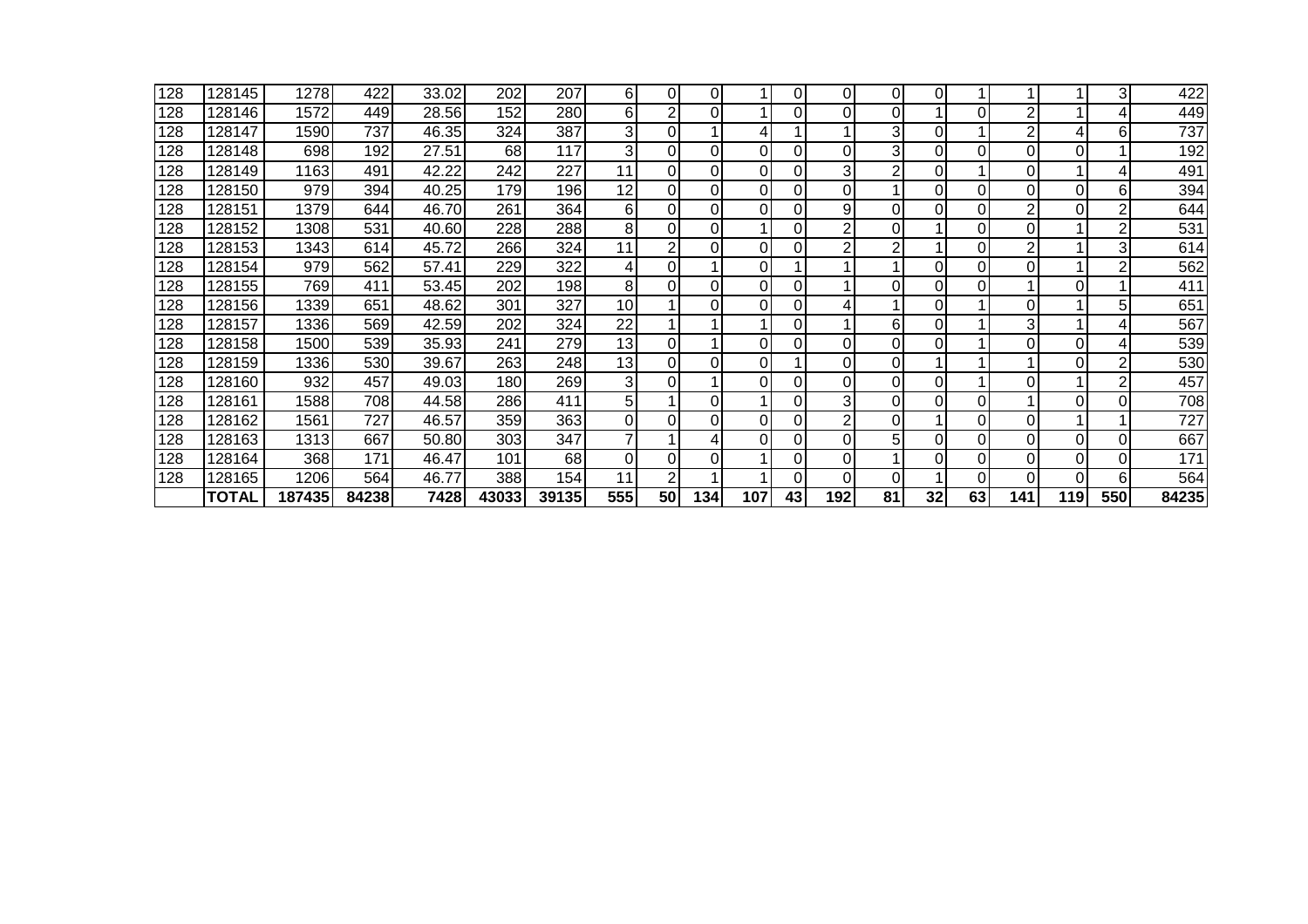| | | | | | | | | | | | | | | | | | | | | |
|---|---|---|---|---|---|---|---|---|---|---|---|---|---|---|---|---|---|---|---|---|
| 128 | 128145 | 1278 | 422 | 33.02 | 202 | 207 | 6 | 0 | 0 | 1 | 0 | 0 | 0 | 0 | 1 | 1 | 1 | 3 | 422 |
| 128 | 128146 | 1572 | 449 | 28.56 | 152 | 280 | 6 | 2 | 0 | 1 | 0 | 0 | 0 | 1 | 0 | 2 | 1 | 4 | 449 |
| 128 | 128147 | 1590 | 737 | 46.35 | 324 | 387 | 3 | 0 | 1 | 4 | 1 | 1 | 3 | 0 | 1 | 2 | 4 | 6 | 737 |
| 128 | 128148 | 698 | 192 | 27.51 | 68 | 117 | 3 | 0 | 0 | 0 | 0 | 0 | 3 | 0 | 0 | 0 | 0 | 1 | 192 |
| 128 | 128149 | 1163 | 491 | 42.22 | 242 | 227 | 11 | 0 | 0 | 0 | 0 | 3 | 2 | 0 | 1 | 0 | 1 | 4 | 491 |
| 128 | 128150 | 979 | 394 | 40.25 | 179 | 196 | 12 | 0 | 0 | 0 | 0 | 0 | 1 | 0 | 0 | 0 | 0 | 6 | 394 |
| 128 | 128151 | 1379 | 644 | 46.70 | 261 | 364 | 6 | 0 | 0 | 0 | 0 | 9 | 0 | 0 | 0 | 2 | 0 | 2 | 644 |
| 128 | 128152 | 1308 | 531 | 40.60 | 228 | 288 | 8 | 0 | 0 | 1 | 0 | 2 | 0 | 1 | 0 | 0 | 1 | 2 | 531 |
| 128 | 128153 | 1343 | 614 | 45.72 | 266 | 324 | 11 | 2 | 0 | 0 | 0 | 2 | 2 | 1 | 0 | 2 | 1 | 3 | 614 |
| 128 | 128154 | 979 | 562 | 57.41 | 229 | 322 | 4 | 0 | 1 | 0 | 1 | 1 | 1 | 0 | 0 | 0 | 1 | 2 | 562 |
| 128 | 128155 | 769 | 411 | 53.45 | 202 | 198 | 8 | 0 | 0 | 0 | 0 | 1 | 0 | 0 | 0 | 1 | 0 | 1 | 411 |
| 128 | 128156 | 1339 | 651 | 48.62 | 301 | 327 | 10 | 1 | 0 | 0 | 0 | 4 | 1 | 0 | 1 | 0 | 1 | 5 | 651 |
| 128 | 128157 | 1336 | 569 | 42.59 | 202 | 324 | 22 | 1 | 1 | 1 | 0 | 1 | 6 | 0 | 1 | 3 | 1 | 4 | 567 |
| 128 | 128158 | 1500 | 539 | 35.93 | 241 | 279 | 13 | 0 | 1 | 0 | 0 | 0 | 0 | 0 | 1 | 0 | 0 | 4 | 539 |
| 128 | 128159 | 1336 | 530 | 39.67 | 263 | 248 | 13 | 0 | 0 | 0 | 1 | 0 | 0 | 1 | 1 | 1 | 0 | 2 | 530 |
| 128 | 128160 | 932 | 457 | 49.03 | 180 | 269 | 3 | 0 | 1 | 0 | 0 | 0 | 0 | 0 | 1 | 0 | 1 | 2 | 457 |
| 128 | 128161 | 1588 | 708 | 44.58 | 286 | 411 | 5 | 1 | 0 | 1 | 0 | 3 | 0 | 0 | 0 | 1 | 0 | 0 | 708 |
| 128 | 128162 | 1561 | 727 | 46.57 | 359 | 363 | 0 | 0 | 0 | 0 | 0 | 2 | 0 | 1 | 0 | 0 | 1 | 1 | 727 |
| 128 | 128163 | 1313 | 667 | 50.80 | 303 | 347 | 7 | 1 | 4 | 0 | 0 | 0 | 5 | 0 | 0 | 0 | 0 | 0 | 667 |
| 128 | 128164 | 368 | 171 | 46.47 | 101 | 68 | 0 | 0 | 0 | 1 | 0 | 0 | 1 | 0 | 0 | 0 | 0 | 0 | 171 |
| 128 | 128165 | 1206 | 564 | 46.77 | 388 | 154 | 11 | 2 | 1 | 1 | 0 | 0 | 0 | 1 | 0 | 0 | 0 | 6 | 564 |
| | **TOTAL** | **187435** | **84238** | **7428** | **43033** | **39135** | **555** | **50** | **134** | **107** | **43** | **192** | **81** | **32** | **63** | **141** | **119** | **550** | **84235** |